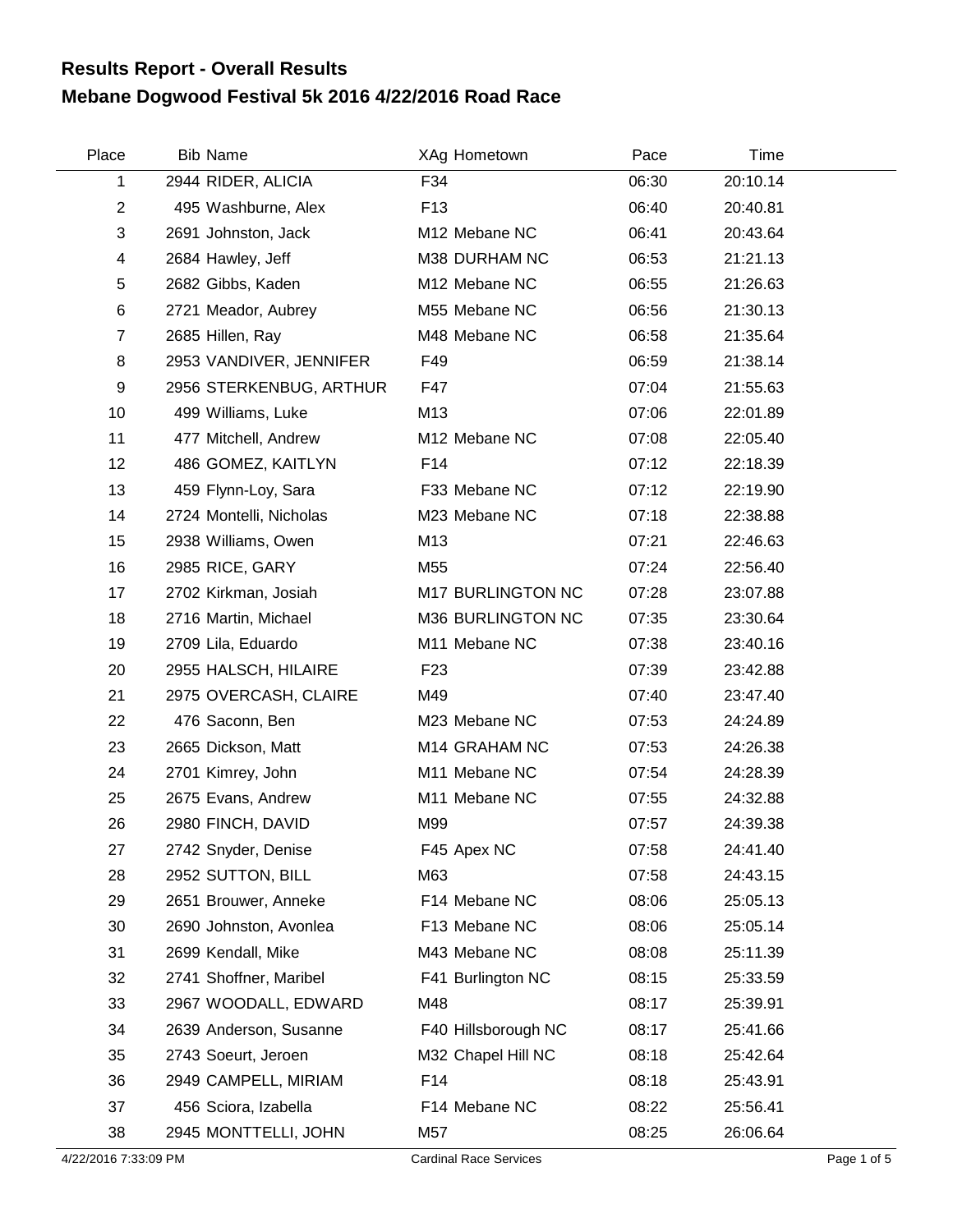# Results Report - Overall Results

# Mebane Dogwood Festival 5k 2016 4/22/2016 Road Race

| Place | Bib | Name | XAg | Hometown | Pace | Time |
|---|---|---|---|---|---|---|
| 1 | 2944 | RIDER, ALICIA | F34 | | 06:30 | 20:10.14 |
| 2 | 495 | Washburne, Alex | F13 | | 06:40 | 20:40.81 |
| 3 | 2691 | Johnston, Jack | M12 | Mebane NC | 06:41 | 20:43.64 |
| 4 | 2684 | Hawley, Jeff | M38 | DURHAM NC | 06:53 | 21:21.13 |
| 5 | 2682 | Gibbs, Kaden | M12 | Mebane NC | 06:55 | 21:26.63 |
| 6 | 2721 | Meador, Aubrey | M55 | Mebane NC | 06:56 | 21:30.13 |
| 7 | 2685 | Hillen, Ray | M48 | Mebane NC | 06:58 | 21:35.64 |
| 8 | 2953 | VANDIVER, JENNIFER | F49 | | 06:59 | 21:38.14 |
| 9 | 2956 | STERKENBUG, ARTHUR | F47 | | 07:04 | 21:55.63 |
| 10 | 499 | Williams, Luke | M13 | | 07:06 | 22:01.89 |
| 11 | 477 | Mitchell, Andrew | M12 | Mebane NC | 07:08 | 22:05.40 |
| 12 | 486 | GOMEZ, KAITLYN | F14 | | 07:12 | 22:18.39 |
| 13 | 459 | Flynn-Loy, Sara | F33 | Mebane NC | 07:12 | 22:19.90 |
| 14 | 2724 | Montelli, Nicholas | M23 | Mebane NC | 07:18 | 22:38.88 |
| 15 | 2938 | Williams, Owen | M13 | | 07:21 | 22:46.63 |
| 16 | 2985 | RICE, GARY | M55 | | 07:24 | 22:56.40 |
| 17 | 2702 | Kirkman, Josiah | M17 | BURLINGTON NC | 07:28 | 23:07.88 |
| 18 | 2716 | Martin, Michael | M36 | BURLINGTON NC | 07:35 | 23:30.64 |
| 19 | 2709 | Lila, Eduardo | M11 | Mebane NC | 07:38 | 23:40.16 |
| 20 | 2955 | HALSCH, HILAIRE | F23 | | 07:39 | 23:42.88 |
| 21 | 2975 | OVERCASH, CLAIRE | M49 | | 07:40 | 23:47.40 |
| 22 | 476 | Saconn, Ben | M23 | Mebane NC | 07:53 | 24:24.89 |
| 23 | 2665 | Dickson, Matt | M14 | GRAHAM NC | 07:53 | 24:26.38 |
| 24 | 2701 | Kimrey, John | M11 | Mebane NC | 07:54 | 24:28.39 |
| 25 | 2675 | Evans, Andrew | M11 | Mebane NC | 07:55 | 24:32.88 |
| 26 | 2980 | FINCH, DAVID | M99 | | 07:57 | 24:39.38 |
| 27 | 2742 | Snyder, Denise | F45 | Apex NC | 07:58 | 24:41.40 |
| 28 | 2952 | SUTTON, BILL | M63 | | 07:58 | 24:43.15 |
| 29 | 2651 | Brouwer, Anneke | F14 | Mebane NC | 08:06 | 25:05.13 |
| 30 | 2690 | Johnston, Avonlea | F13 | Mebane NC | 08:06 | 25:05.14 |
| 31 | 2699 | Kendall, Mike | M43 | Mebane NC | 08:08 | 25:11.39 |
| 32 | 2741 | Shoffner, Maribel | F41 | Burlington NC | 08:15 | 25:33.59 |
| 33 | 2967 | WOODALL, EDWARD | M48 | | 08:17 | 25:39.91 |
| 34 | 2639 | Anderson, Susanne | F40 | Hillsborough NC | 08:17 | 25:41.66 |
| 35 | 2743 | Soeurt, Jeroen | M32 | Chapel Hill NC | 08:18 | 25:42.64 |
| 36 | 2949 | CAMPELL, MIRIAM | F14 | | 08:18 | 25:43.91 |
| 37 | 456 | Sciora, Izabella | F14 | Mebane NC | 08:22 | 25:56.41 |
| 38 | 2945 | MONTTELLI, JOHN | M57 | | 08:25 | 26:06.64 |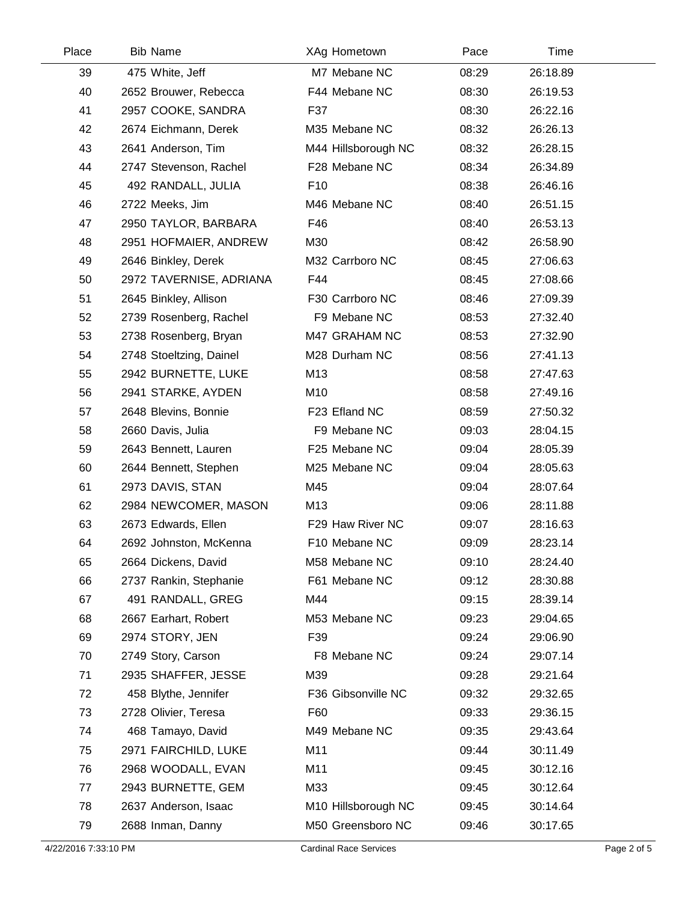| Place | Bib | Name | XAg | Hometown | Pace | Time |
|---|---|---|---|---|---|---|
| 39 | 475 | White, Jeff | M7 | Mebane NC | 08:29 | 26:18.89 |
| 40 | 2652 | Brouwer, Rebecca | F44 | Mebane NC | 08:30 | 26:19.53 |
| 41 | 2957 | COOKE, SANDRA | F37 | | 08:30 | 26:22.16 |
| 42 | 2674 | Eichmann, Derek | M35 | Mebane NC | 08:32 | 26:26.13 |
| 43 | 2641 | Anderson, Tim | M44 | Hillsborough NC | 08:32 | 26:28.15 |
| 44 | 2747 | Stevenson, Rachel | F28 | Mebane NC | 08:34 | 26:34.89 |
| 45 | 492 | RANDALL, JULIA | F10 | | 08:38 | 26:46.16 |
| 46 | 2722 | Meeks, Jim | M46 | Mebane NC | 08:40 | 26:51.15 |
| 47 | 2950 | TAYLOR, BARBARA | F46 | | 08:40 | 26:53.13 |
| 48 | 2951 | HOFMAIER, ANDREW | M30 | | 08:42 | 26:58.90 |
| 49 | 2646 | Binkley, Derek | M32 | Carrboro NC | 08:45 | 27:06.63 |
| 50 | 2972 | TAVERNISE, ADRIANA | F44 | | 08:45 | 27:08.66 |
| 51 | 2645 | Binkley, Allison | F30 | Carrboro NC | 08:46 | 27:09.39 |
| 52 | 2739 | Rosenberg, Rachel | F9 | Mebane NC | 08:53 | 27:32.40 |
| 53 | 2738 | Rosenberg, Bryan | M47 | GRAHAM NC | 08:53 | 27:32.90 |
| 54 | 2748 | Stoeltzing, Dainel | M28 | Durham NC | 08:56 | 27:41.13 |
| 55 | 2942 | BURNETTE, LUKE | M13 | | 08:58 | 27:47.63 |
| 56 | 2941 | STARKE, AYDEN | M10 | | 08:58 | 27:49.16 |
| 57 | 2648 | Blevins, Bonnie | F23 | Efland NC | 08:59 | 27:50.32 |
| 58 | 2660 | Davis, Julia | F9 | Mebane NC | 09:03 | 28:04.15 |
| 59 | 2643 | Bennett, Lauren | F25 | Mebane NC | 09:04 | 28:05.39 |
| 60 | 2644 | Bennett, Stephen | M25 | Mebane NC | 09:04 | 28:05.63 |
| 61 | 2973 | DAVIS, STAN | M45 | | 09:04 | 28:07.64 |
| 62 | 2984 | NEWCOMER, MASON | M13 | | 09:06 | 28:11.88 |
| 63 | 2673 | Edwards, Ellen | F29 | Haw River NC | 09:07 | 28:16.63 |
| 64 | 2692 | Johnston, McKenna | F10 | Mebane NC | 09:09 | 28:23.14 |
| 65 | 2664 | Dickens, David | M58 | Mebane NC | 09:10 | 28:24.40 |
| 66 | 2737 | Rankin, Stephanie | F61 | Mebane NC | 09:12 | 28:30.88 |
| 67 | 491 | RANDALL, GREG | M44 | | 09:15 | 28:39.14 |
| 68 | 2667 | Earhart, Robert | M53 | Mebane NC | 09:23 | 29:04.65 |
| 69 | 2974 | STORY, JEN | F39 | | 09:24 | 29:06.90 |
| 70 | 2749 | Story, Carson | F8 | Mebane NC | 09:24 | 29:07.14 |
| 71 | 2935 | SHAFFER, JESSE | M39 | | 09:28 | 29:21.64 |
| 72 | 458 | Blythe, Jennifer | F36 | Gibsonville NC | 09:32 | 29:32.65 |
| 73 | 2728 | Olivier, Teresa | F60 | | 09:33 | 29:36.15 |
| 74 | 468 | Tamayo, David | M49 | Mebane NC | 09:35 | 29:43.64 |
| 75 | 2971 | FAIRCHILD, LUKE | M11 | | 09:44 | 30:11.49 |
| 76 | 2968 | WOODALL, EVAN | M11 | | 09:45 | 30:12.16 |
| 77 | 2943 | BURNETTE, GEM | M33 | | 09:45 | 30:12.64 |
| 78 | 2637 | Anderson, Isaac | M10 | Hillsborough NC | 09:45 | 30:14.64 |
| 79 | 2688 | Inman, Danny | M50 | Greensboro NC | 09:46 | 30:17.65 |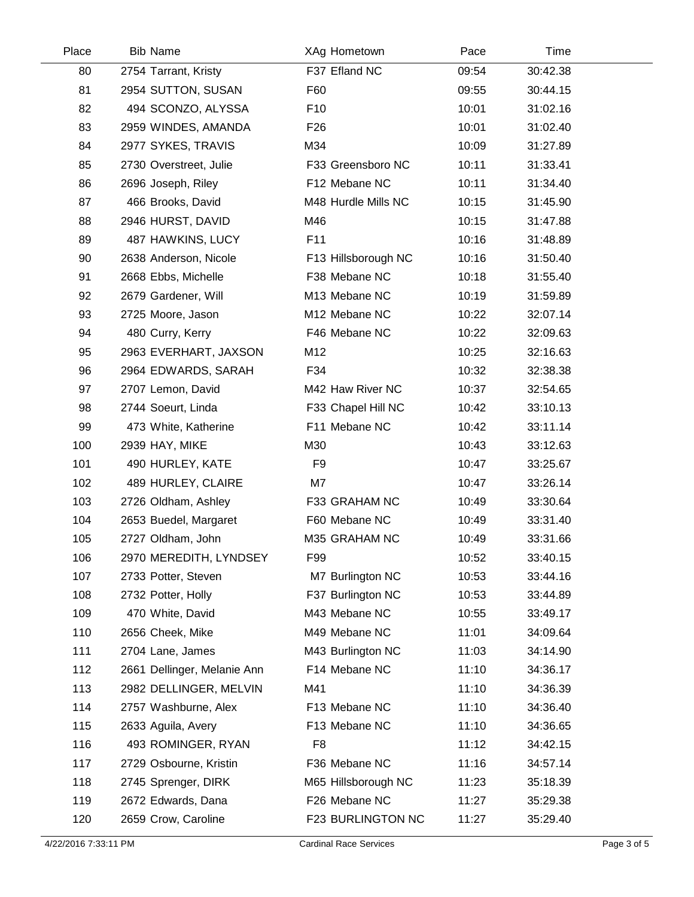| Place | Bib | Name | XAg | Hometown | Pace | Time |
|---|---|---|---|---|---|---|
| 80 | 2754 | Tarrant, Kristy | F37 | Efland NC | 09:54 | 30:42.38 |
| 81 | 2954 | SUTTON, SUSAN | F60 | | 09:55 | 30:44.15 |
| 82 | 494 | SCONZO, ALYSSA | F10 | | 10:01 | 31:02.16 |
| 83 | 2959 | WINDES, AMANDA | F26 | | 10:01 | 31:02.40 |
| 84 | 2977 | SYKES, TRAVIS | M34 | | 10:09 | 31:27.89 |
| 85 | 2730 | Overstreet, Julie | F33 | Greensboro NC | 10:11 | 31:33.41 |
| 86 | 2696 | Joseph, Riley | F12 | Mebane NC | 10:11 | 31:34.40 |
| 87 | 466 | Brooks, David | M48 | Hurdle Mills NC | 10:15 | 31:45.90 |
| 88 | 2946 | HURST, DAVID | M46 | | 10:15 | 31:47.88 |
| 89 | 487 | HAWKINS, LUCY | F11 | | 10:16 | 31:48.89 |
| 90 | 2638 | Anderson, Nicole | F13 | Hillsborough NC | 10:16 | 31:50.40 |
| 91 | 2668 | Ebbs, Michelle | F38 | Mebane NC | 10:18 | 31:55.40 |
| 92 | 2679 | Gardener, Will | M13 | Mebane NC | 10:19 | 31:59.89 |
| 93 | 2725 | Moore, Jason | M12 | Mebane NC | 10:22 | 32:07.14 |
| 94 | 480 | Curry, Kerry | F46 | Mebane NC | 10:22 | 32:09.63 |
| 95 | 2963 | EVERHART, JAXSON | M12 | | 10:25 | 32:16.63 |
| 96 | 2964 | EDWARDS, SARAH | F34 | | 10:32 | 32:38.38 |
| 97 | 2707 | Lemon, David | M42 | Haw River NC | 10:37 | 32:54.65 |
| 98 | 2744 | Soeurt, Linda | F33 | Chapel Hill NC | 10:42 | 33:10.13 |
| 99 | 473 | White, Katherine | F11 | Mebane NC | 10:42 | 33:11.14 |
| 100 | 2939 | HAY, MIKE | M30 | | 10:43 | 33:12.63 |
| 101 | 490 | HURLEY, KATE | F9 | | 10:47 | 33:25.67 |
| 102 | 489 | HURLEY, CLAIRE | M7 | | 10:47 | 33:26.14 |
| 103 | 2726 | Oldham, Ashley | F33 | GRAHAM NC | 10:49 | 33:30.64 |
| 104 | 2653 | Buedel, Margaret | F60 | Mebane NC | 10:49 | 33:31.40 |
| 105 | 2727 | Oldham, John | M35 | GRAHAM NC | 10:49 | 33:31.66 |
| 106 | 2970 | MEREDITH, LYNDSEY | F99 | | 10:52 | 33:40.15 |
| 107 | 2733 | Potter, Steven | M7 | Burlington NC | 10:53 | 33:44.16 |
| 108 | 2732 | Potter, Holly | F37 | Burlington NC | 10:53 | 33:44.89 |
| 109 | 470 | White, David | M43 | Mebane NC | 10:55 | 33:49.17 |
| 110 | 2656 | Cheek, Mike | M49 | Mebane NC | 11:01 | 34:09.64 |
| 111 | 2704 | Lane, James | M43 | Burlington NC | 11:03 | 34:14.90 |
| 112 | 2661 | Dellinger, Melanie Ann | F14 | Mebane NC | 11:10 | 34:36.17 |
| 113 | 2982 | DELLINGER, MELVIN | M41 | | 11:10 | 34:36.39 |
| 114 | 2757 | Washburne, Alex | F13 | Mebane NC | 11:10 | 34:36.40 |
| 115 | 2633 | Aguila, Avery | F13 | Mebane NC | 11:10 | 34:36.65 |
| 116 | 493 | ROMINGER, RYAN | F8 | | 11:12 | 34:42.15 |
| 117 | 2729 | Osbourne, Kristin | F36 | Mebane NC | 11:16 | 34:57.14 |
| 118 | 2745 | Sprenger, DIRK | M65 | Hillsborough NC | 11:23 | 35:18.39 |
| 119 | 2672 | Edwards, Dana | F26 | Mebane NC | 11:27 | 35:29.38 |
| 120 | 2659 | Crow, Caroline | F23 | BURLINGTON NC | 11:27 | 35:29.40 |

4/22/2016 7:33:11 PM — Cardinal Race Services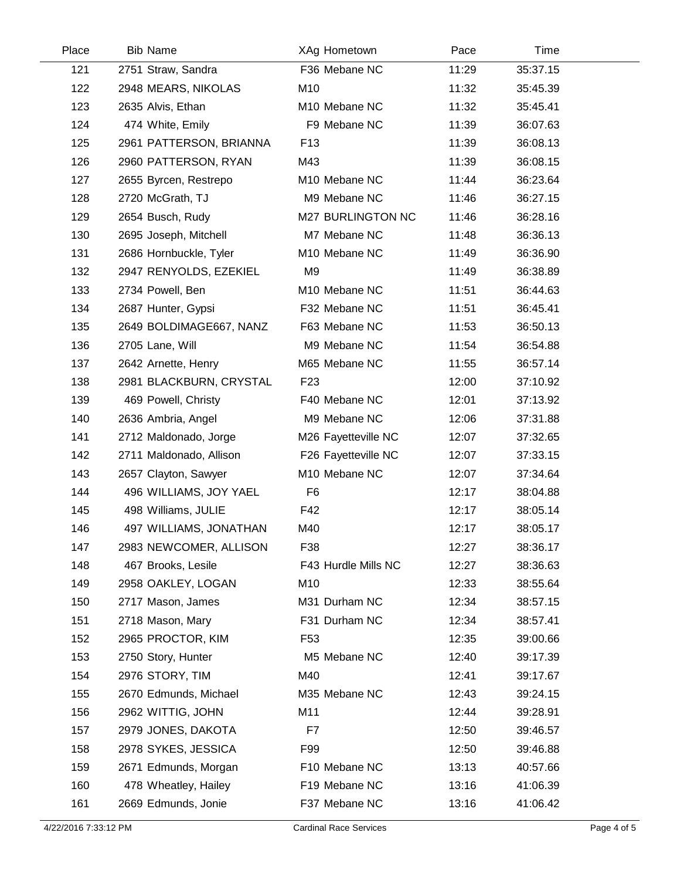| Place | Bib | Name | XAg | Hometown | Pace | Time |
|---|---|---|---|---|---|---|
| 121 | 2751 | Straw, Sandra | F36 | Mebane NC | 11:29 | 35:37.15 |
| 122 | 2948 | MEARS, NIKOLAS | M10 | | 11:32 | 35:45.39 |
| 123 | 2635 | Alvis, Ethan | M10 | Mebane NC | 11:32 | 35:45.41 |
| 124 | 474 | White, Emily | F9 | Mebane NC | 11:39 | 36:07.63 |
| 125 | 2961 | PATTERSON, BRIANNA | F13 | | 11:39 | 36:08.13 |
| 126 | 2960 | PATTERSON, RYAN | M43 | | 11:39 | 36:08.15 |
| 127 | 2655 | Byrcen, Restrepo | M10 | Mebane NC | 11:44 | 36:23.64 |
| 128 | 2720 | McGrath, TJ | M9 | Mebane NC | 11:46 | 36:27.15 |
| 129 | 2654 | Busch, Rudy | M27 | BURLINGTON NC | 11:46 | 36:28.16 |
| 130 | 2695 | Joseph, Mitchell | M7 | Mebane NC | 11:48 | 36:36.13 |
| 131 | 2686 | Hornbuckle, Tyler | M10 | Mebane NC | 11:49 | 36:36.90 |
| 132 | 2947 | RENYOLDS, EZEKIEL | M9 | | 11:49 | 36:38.89 |
| 133 | 2734 | Powell, Ben | M10 | Mebane NC | 11:51 | 36:44.63 |
| 134 | 2687 | Hunter, Gypsi | F32 | Mebane NC | 11:51 | 36:45.41 |
| 135 | 2649 | BOLDIMAGE667, NANZ | F63 | Mebane NC | 11:53 | 36:50.13 |
| 136 | 2705 | Lane, Will | M9 | Mebane NC | 11:54 | 36:54.88 |
| 137 | 2642 | Arnette, Henry | M65 | Mebane NC | 11:55 | 36:57.14 |
| 138 | 2981 | BLACKBURN, CRYSTAL | F23 | | 12:00 | 37:10.92 |
| 139 | 469 | Powell, Christy | F40 | Mebane NC | 12:01 | 37:13.92 |
| 140 | 2636 | Ambria, Angel | M9 | Mebane NC | 12:06 | 37:31.88 |
| 141 | 2712 | Maldonado, Jorge | M26 | Fayetteville NC | 12:07 | 37:32.65 |
| 142 | 2711 | Maldonado, Allison | F26 | Fayetteville NC | 12:07 | 37:33.15 |
| 143 | 2657 | Clayton, Sawyer | M10 | Mebane NC | 12:07 | 37:34.64 |
| 144 | 496 | WILLIAMS, JOY YAEL | F6 | | 12:17 | 38:04.88 |
| 145 | 498 | Williams, JULIE | F42 | | 12:17 | 38:05.14 |
| 146 | 497 | WILLIAMS, JONATHAN | M40 | | 12:17 | 38:05.17 |
| 147 | 2983 | NEWCOMER, ALLISON | F38 | | 12:27 | 38:36.17 |
| 148 | 467 | Brooks, Lesile | F43 | Hurdle Mills NC | 12:27 | 38:36.63 |
| 149 | 2958 | OAKLEY, LOGAN | M10 | | 12:33 | 38:55.64 |
| 150 | 2717 | Mason, James | M31 | Durham NC | 12:34 | 38:57.15 |
| 151 | 2718 | Mason, Mary | F31 | Durham NC | 12:34 | 38:57.41 |
| 152 | 2965 | PROCTOR, KIM | F53 | | 12:35 | 39:00.66 |
| 153 | 2750 | Story, Hunter | M5 | Mebane NC | 12:40 | 39:17.39 |
| 154 | 2976 | STORY, TIM | M40 | | 12:41 | 39:17.67 |
| 155 | 2670 | Edmunds, Michael | M35 | Mebane NC | 12:43 | 39:24.15 |
| 156 | 2962 | WITTIG, JOHN | M11 | | 12:44 | 39:28.91 |
| 157 | 2979 | JONES, DAKOTA | F7 | | 12:50 | 39:46.57 |
| 158 | 2978 | SYKES, JESSICA | F99 | | 12:50 | 39:46.88 |
| 159 | 2671 | Edmunds, Morgan | F10 | Mebane NC | 13:13 | 40:57.66 |
| 160 | 478 | Wheatley, Hailey | F19 | Mebane NC | 13:16 | 41:06.39 |
| 161 | 2669 | Edmunds, Jonie | F37 | Mebane NC | 13:16 | 41:06.42 |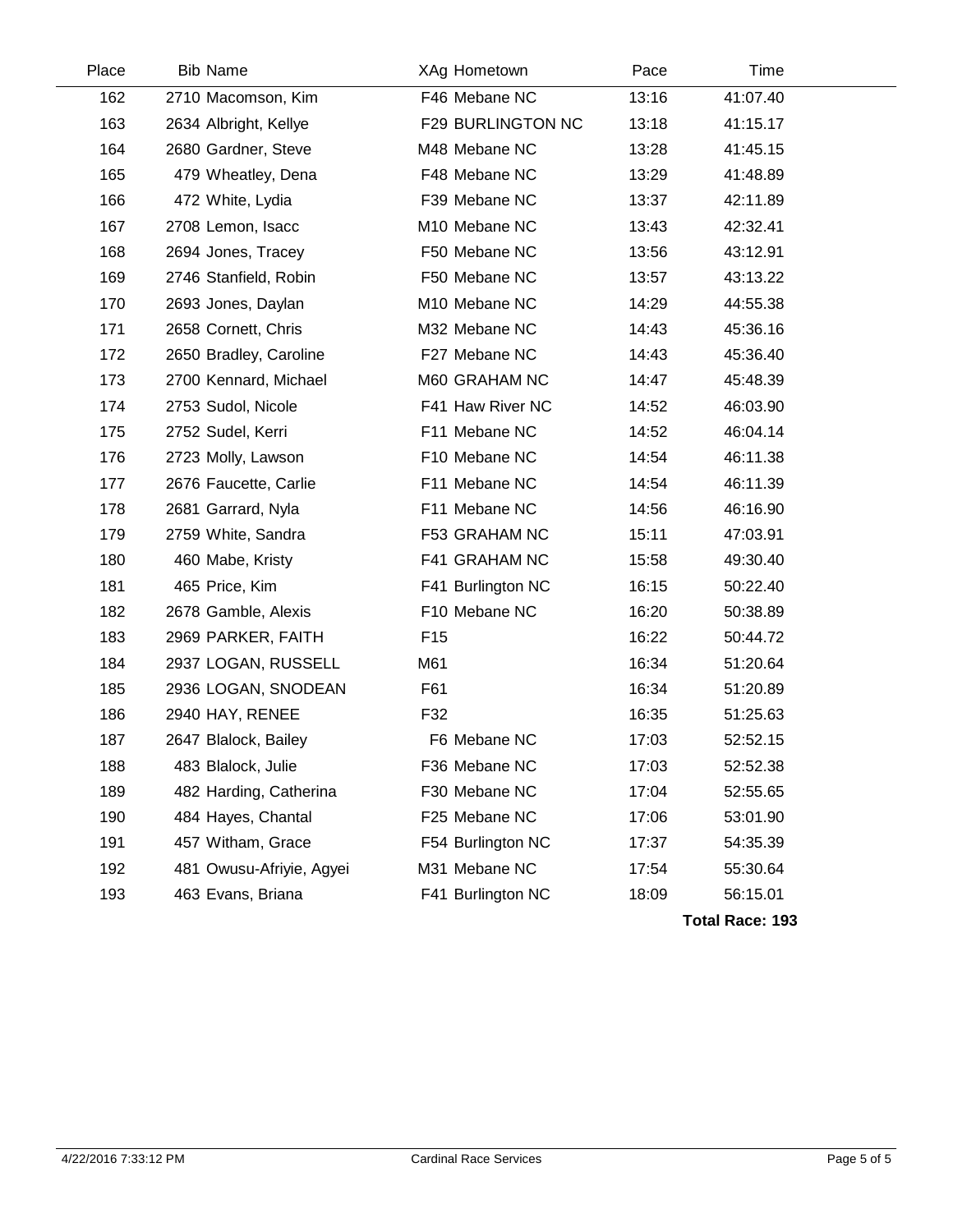| Place | Bib | Name | XAg | Hometown | Pace | Time |
|---|---|---|---|---|---|---|
| 162 | 2710 | Macomson, Kim | F46 | Mebane NC | 13:16 | 41:07.40 |
| 163 | 2634 | Albright, Kellye | F29 | BURLINGTON NC | 13:18 | 41:15.17 |
| 164 | 2680 | Gardner, Steve | M48 | Mebane NC | 13:28 | 41:45.15 |
| 165 | 479 | Wheatley, Dena | F48 | Mebane NC | 13:29 | 41:48.89 |
| 166 | 472 | White, Lydia | F39 | Mebane NC | 13:37 | 42:11.89 |
| 167 | 2708 | Lemon, Isacc | M10 | Mebane NC | 13:43 | 42:32.41 |
| 168 | 2694 | Jones, Tracey | F50 | Mebane NC | 13:56 | 43:12.91 |
| 169 | 2746 | Stanfield, Robin | F50 | Mebane NC | 13:57 | 43:13.22 |
| 170 | 2693 | Jones, Daylan | M10 | Mebane NC | 14:29 | 44:55.38 |
| 171 | 2658 | Cornett, Chris | M32 | Mebane NC | 14:43 | 45:36.16 |
| 172 | 2650 | Bradley, Caroline | F27 | Mebane NC | 14:43 | 45:36.40 |
| 173 | 2700 | Kennard, Michael | M60 | GRAHAM NC | 14:47 | 45:48.39 |
| 174 | 2753 | Sudol, Nicole | F41 | Haw River NC | 14:52 | 46:03.90 |
| 175 | 2752 | Sudel, Kerri | F11 | Mebane NC | 14:52 | 46:04.14 |
| 176 | 2723 | Molly, Lawson | F10 | Mebane NC | 14:54 | 46:11.38 |
| 177 | 2676 | Faucette, Carlie | F11 | Mebane NC | 14:54 | 46:11.39 |
| 178 | 2681 | Garrard, Nyla | F11 | Mebane NC | 14:56 | 46:16.90 |
| 179 | 2759 | White, Sandra | F53 | GRAHAM NC | 15:11 | 47:03.91 |
| 180 | 460 | Mabe, Kristy | F41 | GRAHAM NC | 15:58 | 49:30.40 |
| 181 | 465 | Price, Kim | F41 | Burlington NC | 16:15 | 50:22.40 |
| 182 | 2678 | Gamble, Alexis | F10 | Mebane NC | 16:20 | 50:38.89 |
| 183 | 2969 | PARKER, FAITH | F15 | | 16:22 | 50:44.72 |
| 184 | 2937 | LOGAN, RUSSELL | M61 | | 16:34 | 51:20.64 |
| 185 | 2936 | LOGAN, SNODEAN | F61 | | 16:34 | 51:20.89 |
| 186 | 2940 | HAY, RENEE | F32 | | 16:35 | 51:25.63 |
| 187 | 2647 | Blalock, Bailey | F6 | Mebane NC | 17:03 | 52:52.15 |
| 188 | 483 | Blalock, Julie | F36 | Mebane NC | 17:03 | 52:52.38 |
| 189 | 482 | Harding, Catherina | F30 | Mebane NC | 17:04 | 52:55.65 |
| 190 | 484 | Hayes, Chantal | F25 | Mebane NC | 17:06 | 53:01.90 |
| 191 | 457 | Witham, Grace | F54 | Burlington NC | 17:37 | 54:35.39 |
| 192 | 481 | Owusu-Afriyie, Agyei | M31 | Mebane NC | 17:54 | 55:30.64 |
| 193 | 463 | Evans, Briana | F41 | Burlington NC | 18:09 | 56:15.01 |

**Total Race: 193**